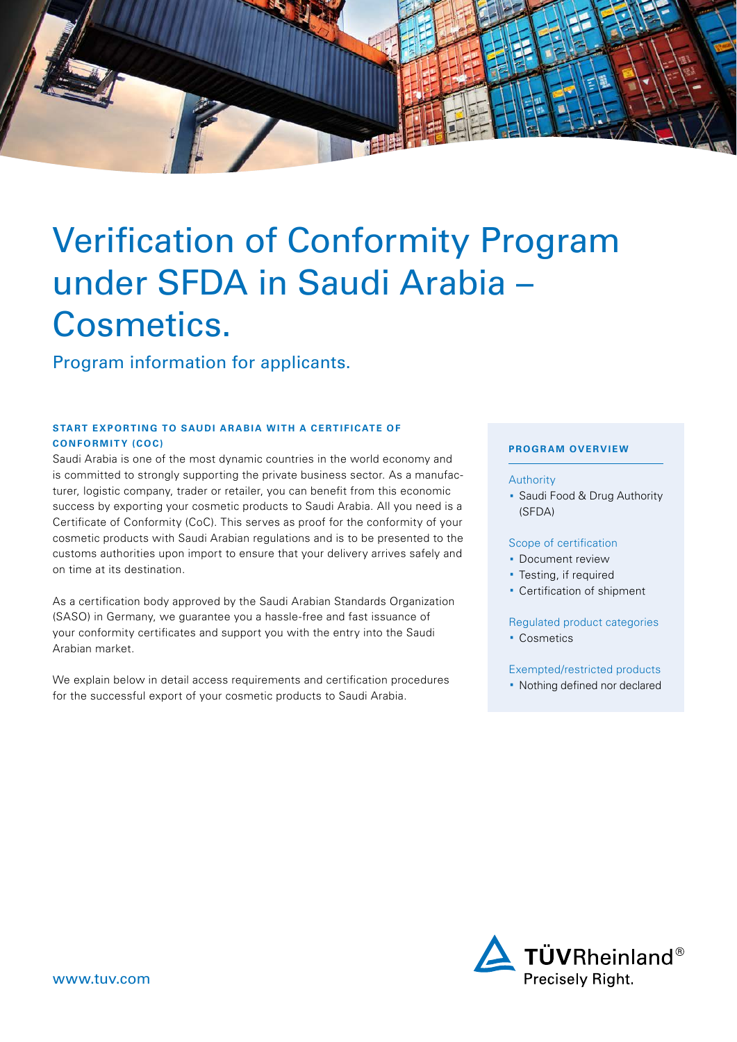# Verification of Conformity Program under SFDA in Saudi Arabia – Cosmetics.

## Program information for applicants.

### START EXPORTING TO SAUDI ARABIA WITH A CERTIFICATE OF CONFORMITY (COC)

Saudi Arabia is one of the most dynamic countries in the world economy and is committed to strongly supporting the private business sector. As a manufacturer, logistic company, trader or retailer, you can benefit from this economic success by exporting your cosmetic products to Saudi Arabia. All you need is a Certificate of Conformity (CoC). This serves as proof for the conformity of your cosmetic products with Saudi Arabian regulations and is to be presented to the customs authorities upon import to ensure that your delivery arrives safely and on time at its destination.

As a certification body approved by the Saudi Arabian Standards Organization (SASO) in Germany, we guarantee you a hassle-free and fast issuance of your conformity certificates and support you with the entry into the Saudi Arabian market.

We explain below in detail access requirements and certification procedures for the successful export of your cosmetic products to Saudi Arabia.

### PROGRAM OVERVIEW

**Authority**
- Saudi Food & Drug Authority (SFDA)

**Scope of certification**
- Document review
- Testing, if required
- Certification of shipment

**Regulated product categories**
- Cosmetics

**Exempted/restricted products**
- Nothing defined nor declared

www.tuv.com

TÜVRheinland® Precisely Right.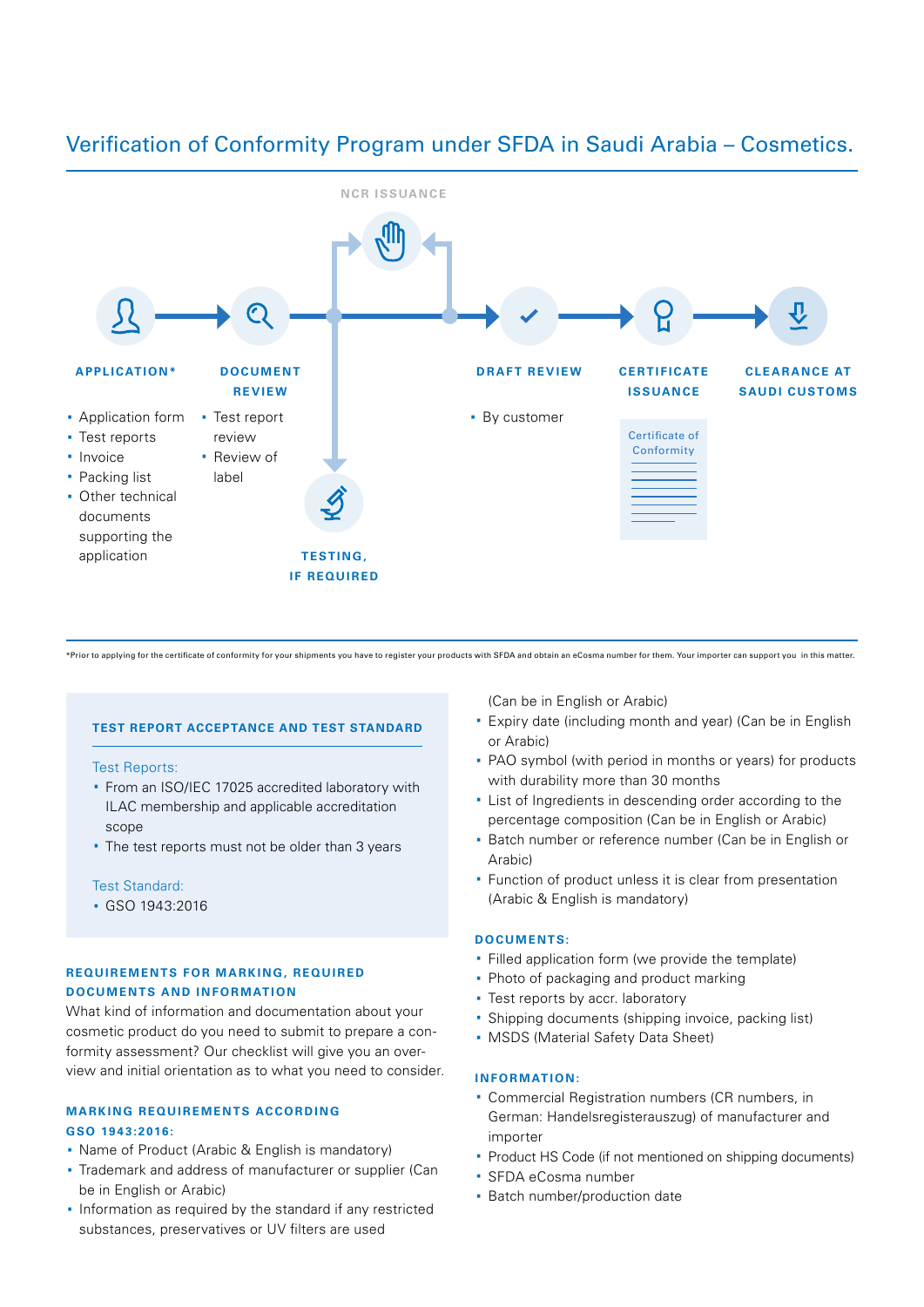# Verification of Conformity Program under SFDA in Saudi Arabia – Cosmetics.

NCR ISSUANCE

**APPLICATION***
- Application form
- Test reports
- Invoice
- Packing list
- Other technical documents supporting the application

**DOCUMENT REVIEW**
- Test report review
- Review of label

**TESTING, IF REQUIRED**

**DRAFT REVIEW**
- By customer

**CERTIFICATE ISSUANCE**

Certificate of Conformity

**CLEARANCE AT SAUDI CUSTOMS**

*Prior to applying for the certificate of conformity for your shipments you have to register your products with SFDA and obtain an eCosma number for them. Your importer can support you in this matter.

### TEST REPORT ACCEPTANCE AND TEST STANDARD

Test Reports:
- From an ISO/IEC 17025 accredited laboratory with ILAC membership and applicable accreditation scope
- The test reports must not be older than 3 years

Test Standard:
- GSO 1943:2016

### REQUIREMENTS FOR MARKING, REQUIRED DOCUMENTS AND INFORMATION

What kind of information and documentation about your cosmetic product do you need to submit to prepare a conformity assessment? Our checklist will give you an overview and initial orientation as to what you need to consider.

### MARKING REQUIREMENTS ACCORDING GSO 1943:2016:

- Name of Product (Arabic & English is mandatory)
- Trademark and address of manufacturer or supplier (Can be in English or Arabic)
- Information as required by the standard if any restricted substances, preservatives or UV filters are used (Can be in English or Arabic)
- Expiry date (including month and year) (Can be in English or Arabic)
- PAO symbol (with period in months or years) for products with durability more than 30 months
- List of Ingredients in descending order according to the percentage composition (Can be in English or Arabic)
- Batch number or reference number (Can be in English or Arabic)
- Function of product unless it is clear from presentation (Arabic & English is mandatory)

### DOCUMENTS:

- Filled application form (we provide the template)
- Photo of packaging and product marking
- Test reports by accr. laboratory
- Shipping documents (shipping invoice, packing list)
- MSDS (Material Safety Data Sheet)

### INFORMATION:

- Commercial Registration numbers (CR numbers, in German: Handelsregisterauszug) of manufacturer and importer
- Product HS Code (if not mentioned on shipping documents)
- SFDA eCosma number
- Batch number/production date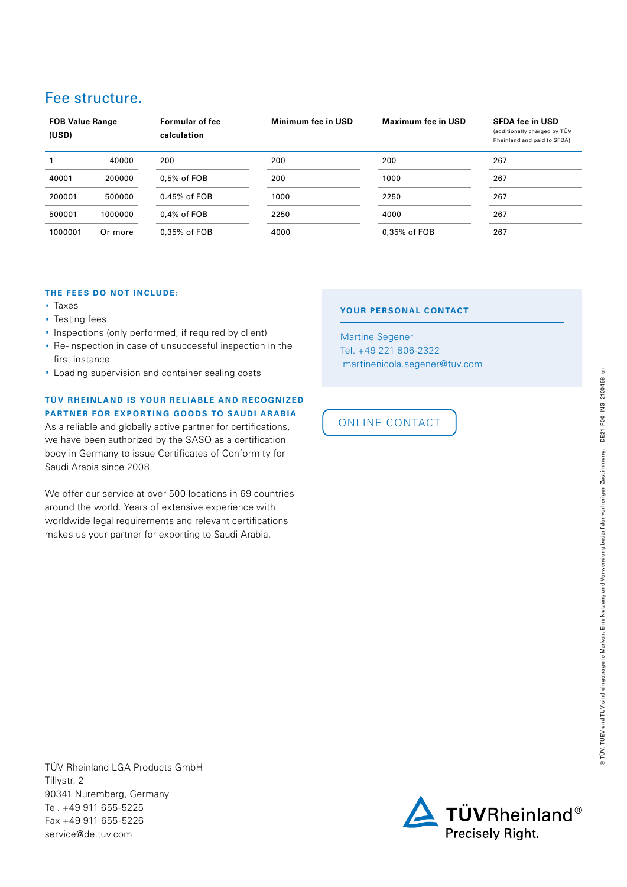## Fee structure.

| FOB Value Range (USD) | | Formular of fee calculation | Minimum fee in USD | Maximum fee in USD | SFDA fee in USD (additionally charged by TÜV Rheinland and paid to SFDA) |
|---|---|---|---|---|---|
| 1 | 40000 | 200 | 200 | 200 | 267 |
| 40001 | 200000 | 0,5% of FOB | 200 | 1000 | 267 |
| 200001 | 500000 | 0.45% of FOB | 1000 | 2250 | 267 |
| 500001 | 1000000 | 0,4% of FOB | 2250 | 4000 | 267 |
| 1000001 | Or more | 0,35% of FOB | 4000 | 0,35% of FOB | 267 |

### THE FEES DO NOT INCLUDE:

- Taxes
- Testing fees
- Inspections (only performed, if required by client)
- Re-inspection in case of unsuccessful inspection in the first instance
- Loading supervision and container sealing costs

### TÜV RHEINLAND IS YOUR RELIABLE AND RECOGNIZED PARTNER FOR EXPORTING GOODS TO SAUDI ARABIA

As a reliable and globally active partner for certifications, we have been authorized by the SASO as a certification body in Germany to issue Certificates of Conformity for Saudi Arabia since 2008.

We offer our service at over 500 locations in 69 countries around the world. Years of extensive experience with worldwide legal requirements and relevant certifications makes us your partner for exporting to Saudi Arabia.

### YOUR PERSONAL CONTACT

Martine Segener
Tel. +49 221 806-2322
martinenicola.segener@tuv.com

ONLINE CONTACT

TÜV Rheinland LGA Products GmbH
Tillystr. 2
90341 Nuremberg, Germany
Tel. +49 911 655-5225
Fax +49 911 655-5226
service@de.tuv.com

TÜVRheinland®
Precisely Right.

® TÜV, TUEV und TUV sind eingetragene Marken. Eine Nutzung und Verwendung bedarf der vorherigen Zustimmung. DE21_P00_INS_2100458_en